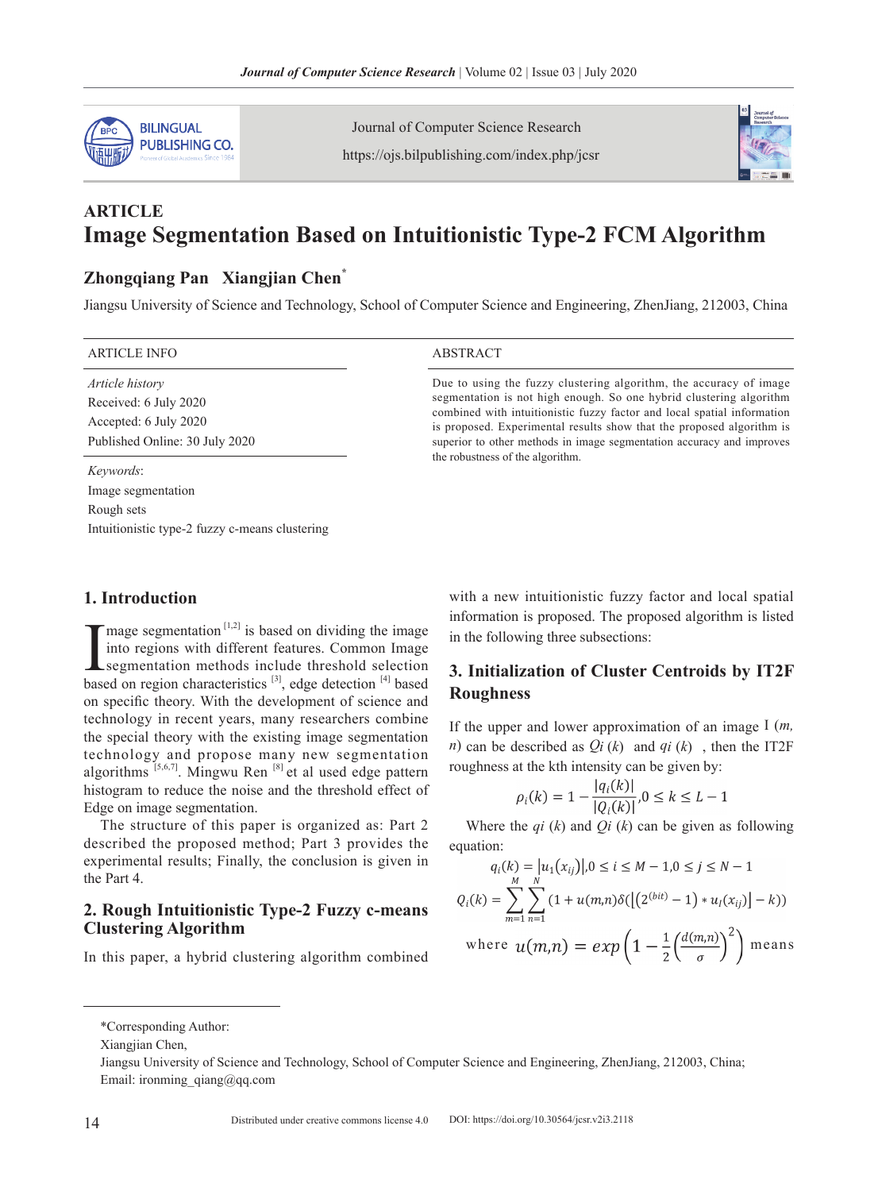## ARTICLE

# Image Segmentation Based on Intuitionistic Type-2 FCM Algorithm

**Zhongqiang Pan  Xiangjian Chen***

Jiangsu University of Science and Technology, School of Computer Science and Engineering, ZhenJiang, 212003, China

**ARTICLE INFO**

*Article history*
Received: 6 July 2020
Accepted: 6 July 2020
Published Online: 30 July 2020

*Keywords*:
Image segmentation
Rough sets
Intuitionistic type-2 fuzzy c-means clustering

**ABSTRACT**

Due to using the fuzzy clustering algorithm, the accuracy of image segmentation is not high enough. So one hybrid clustering algorithm combined with intuitionistic fuzzy factor and local spatial information is proposed. Experimental results show that the proposed algorithm is superior to other methods in image segmentation accuracy and improves the robustness of the algorithm.

## 1. Introduction

Image segmentation [1,2] is based on dividing the image into regions with different features. Common Image segmentation methods include threshold selection based on region characteristics [3], edge detection [4] based on specific theory. With the development of science and technology in recent years, many researchers combine the special theory with the existing image segmentation technology and propose many new segmentation algorithms [5,6,7]. Mingwu Ren [8] et al used edge pattern histogram to reduce the noise and the threshold effect of Edge on image segmentation.

The structure of this paper is organized as: Part 2 described the proposed method; Part 3 provides the experimental results; Finally, the conclusion is given in the Part 4.

## 2. Rough Intuitionistic Type-2 Fuzzy c-means Clustering Algorithm

In this paper, a hybrid clustering algorithm combined with a new intuitionistic fuzzy factor and local spatial information is proposed. The proposed algorithm is listed in the following three subsections:

## 3. Initialization of Cluster Centroids by IT2F Roughness

If the upper and lower approximation of an image I $(m, n)$ can be described as $Qi\,(k)$ and $qi\,(k)$, then the IT2F roughness at the kth intensity can be given by:

$$\rho_i(k) = 1 - \frac{|q_i(k)|}{|Q_i(k)|}, 0 \leq k \leq L-1$$

Where the $qi\,(k)$ and $Qi\,(k)$ can be given as following equation:

$$q_i(k) = |u_1(x_{ij})|, 0 \leq i \leq M-1, 0 \leq j \leq N-1$$

$$Q_i(k) = \sum_{m=1}^{M}\sum_{n=1}^{N}(1 + u(m,n)\delta(|(2^{(bit)} - 1) * u_l(x_{ij})| - k))$$

where $u(m,n) = exp\left(1 - \frac{1}{2}\left(\frac{d(m,n)}{\sigma}\right)^2\right)$ means

---

*Corresponding Author:
Xiangjian Chen,
Jiangsu University of Science and Technology, School of Computer Science and Engineering, ZhenJiang, 212003, China;
Email: ironming_qiang@qq.com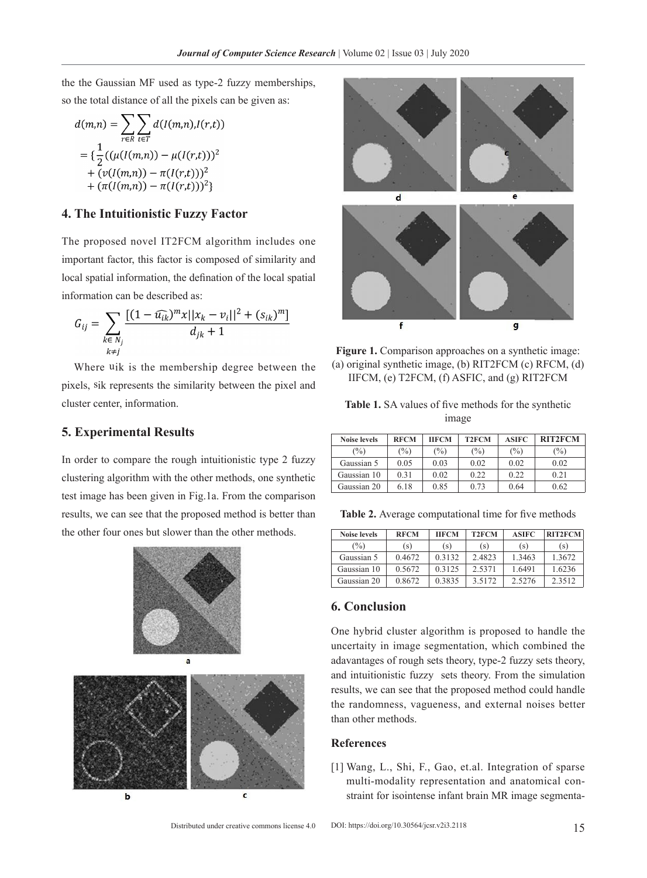the the Gaussian MF used as type-2 fuzzy memberships, so the total distance of all the pixels can be given as:

$$d(m,n) = \sum_{r \in R} \sum_{t \in T} d(I(m,n), I(r,t))$$
$$= \{ \frac{1}{2}((\mu(I(m,n)) - \mu(I(r,t)))^2 + (v(I(m,n)) - \pi(I(r,t)))^2 + (\pi(I(m,n)) - \pi(I(r,t)))^2 \}$$

## 4. The Intuitionistic Fuzzy Factor

The proposed novel IT2FCM algorithm includes one important factor, this factor is composed of similarity and local spatial information, the defination of the local spatial information can be described as:

$$G_{ij} = \sum_{\substack{k \in N_j \\ k \neq j}} \frac{[(1 - \widehat{u_{ik}})^m x ||x_k - v_i||^2 + (s_{ik})^m]}{d_{jk} + 1}$$

Where uik is the membership degree between the pixels, sik represents the similarity between the pixel and cluster center, information.

## 5. Experimental Results

In order to compare the rough intuitionistic type 2 fuzzy clustering algorithm with the other methods, one synthetic test image has been given in Fig.1a. From the comparison results, we can see that the proposed method is better than the other four ones but slower than the other methods.

a

b c

d e

f g

**Figure 1.** Comparison approaches on a synthetic image: (a) original synthetic image, (b) RIT2FCM (c) RFCM, (d) IIFCM, (e) T2FCM, (f) ASFIC, and (g) RIT2FCM

**Table 1.** SA values of five methods for the synthetic image

| Noise levels | RFCM | IIFCM | T2FCM | ASIFC | RIT2FCM |
|---|---|---|---|---|---|
| (%) | (%) | (%) | (%) | (%) | (%) |
| Gaussian 5 | 0.05 | 0.03 | 0.02 | 0.02 | 0.02 |
| Gaussian 10 | 0.31 | 0.02 | 0.22 | 0.22 | 0.21 |
| Gaussian 20 | 6.18 | 0.85 | 0.73 | 0.64 | 0.62 |

**Table 2.** Average computational time for five methods

| Noise levels | RFCM | IIFCM | T2FCM | ASIFC | RIT2FCM |
|---|---|---|---|---|---|
| (%) | (s) | (s) | (s) | (s) | (s) |
| Gaussian 5 | 0.4672 | 0.3132 | 2.4823 | 1.3463 | 1.3672 |
| Gaussian 10 | 0.5672 | 0.3125 | 2.5371 | 1.6491 | 1.6236 |
| Gaussian 20 | 0.8672 | 0.3835 | 3.5172 | 2.5276 | 2.3512 |

## 6. Conclusion

One hybrid cluster algorithm is proposed to handle the uncertaity in image segmentation, which combined the adavantages of rough sets theory, type-2 fuzzy sets theory, and intuitionistic fuzzy sets theory. From the simulation results, we can see that the proposed method could handle the randomness, vagueness, and external noises better than other methods.

### References

[1] Wang, L., Shi, F., Gao, et.al. Integration of sparse multi-modality representation and anatomical constraint for isointense infant brain MR image segmenta-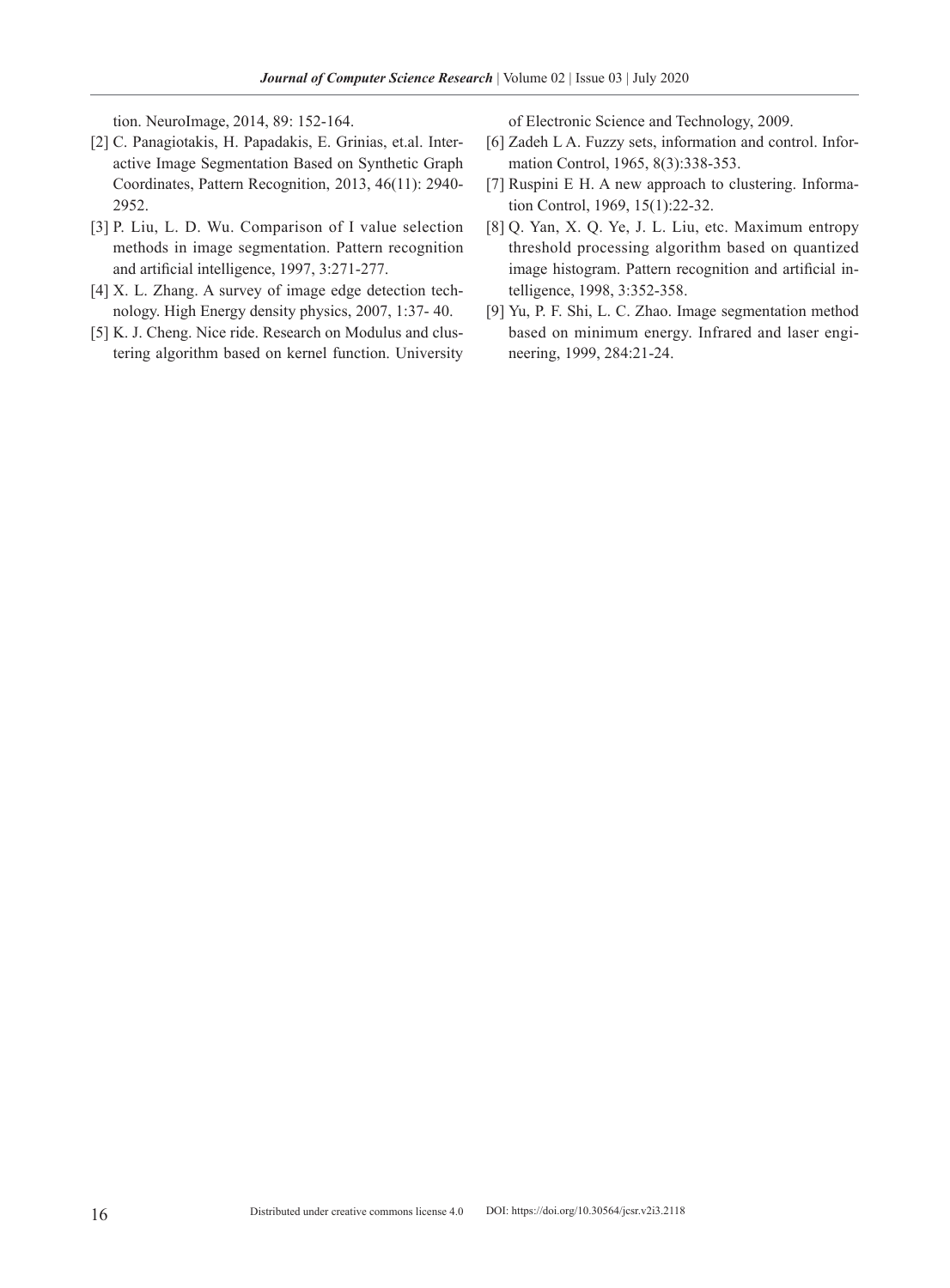tion. NeuroImage, 2014, 89: 152-164.

[2] C. Panagiotakis, H. Papadakis, E. Grinias, et.al. Interactive Image Segmentation Based on Synthetic Graph Coordinates, Pattern Recognition, 2013, 46(11): 2940-2952.

[3] P. Liu, L. D. Wu. Comparison of I value selection methods in image segmentation. Pattern recognition and artificial intelligence, 1997, 3:271-277.

[4] X. L. Zhang. A survey of image edge detection technology. High Energy density physics, 2007, 1:37- 40.

[5] K. J. Cheng. Nice ride. Research on Modulus and clustering algorithm based on kernel function. University of Electronic Science and Technology, 2009.

[6] Zadeh L A. Fuzzy sets, information and control. Information Control, 1965, 8(3):338-353.

[7] Ruspini E H. A new approach to clustering. Information Control, 1969, 15(1):22-32.

[8] Q. Yan, X. Q. Ye, J. L. Liu, etc. Maximum entropy threshold processing algorithm based on quantized image histogram. Pattern recognition and artificial intelligence, 1998, 3:352-358.

[9] Yu, P. F. Shi, L. C. Zhao. Image segmentation method based on minimum energy. Infrared and laser engineering, 1999, 284:21-24.